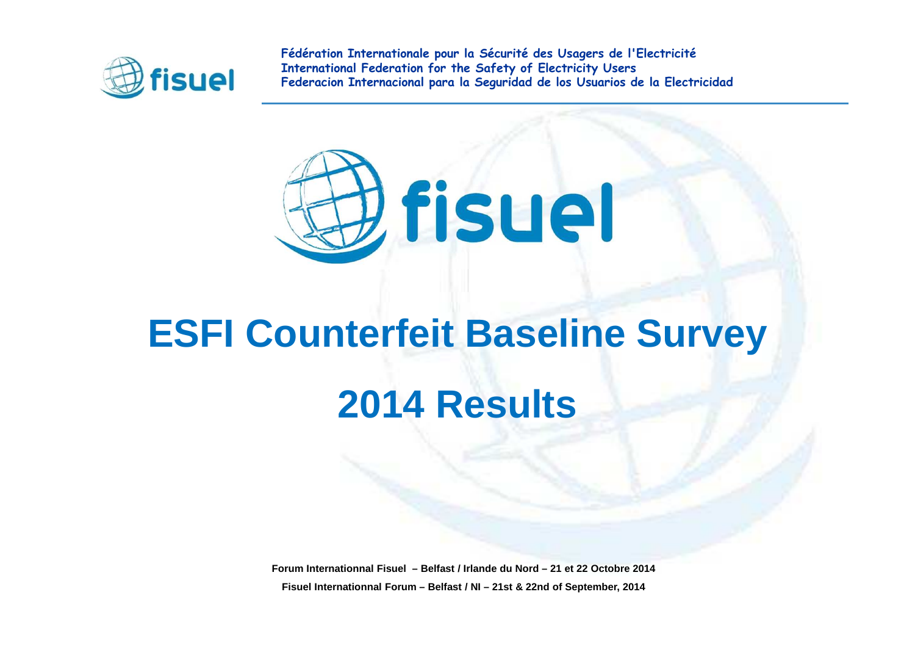Fédération Internationale pour la Sécurité des Usagers de l'Electricité
International Federation for the Safety of Electricity Users
Federacion Internacional para la Seguridad de los Usuarios de la Electricidad

# ESFI Counterfeit Baseline Survey

# 2014 Results

**Forum Internationnal Fisuel – Belfast / Irlande du Nord – 21 et 22 Octobre 2014**

**Fisuel Internationnal Forum – Belfast / NI – 21st & 22nd of September, 2014**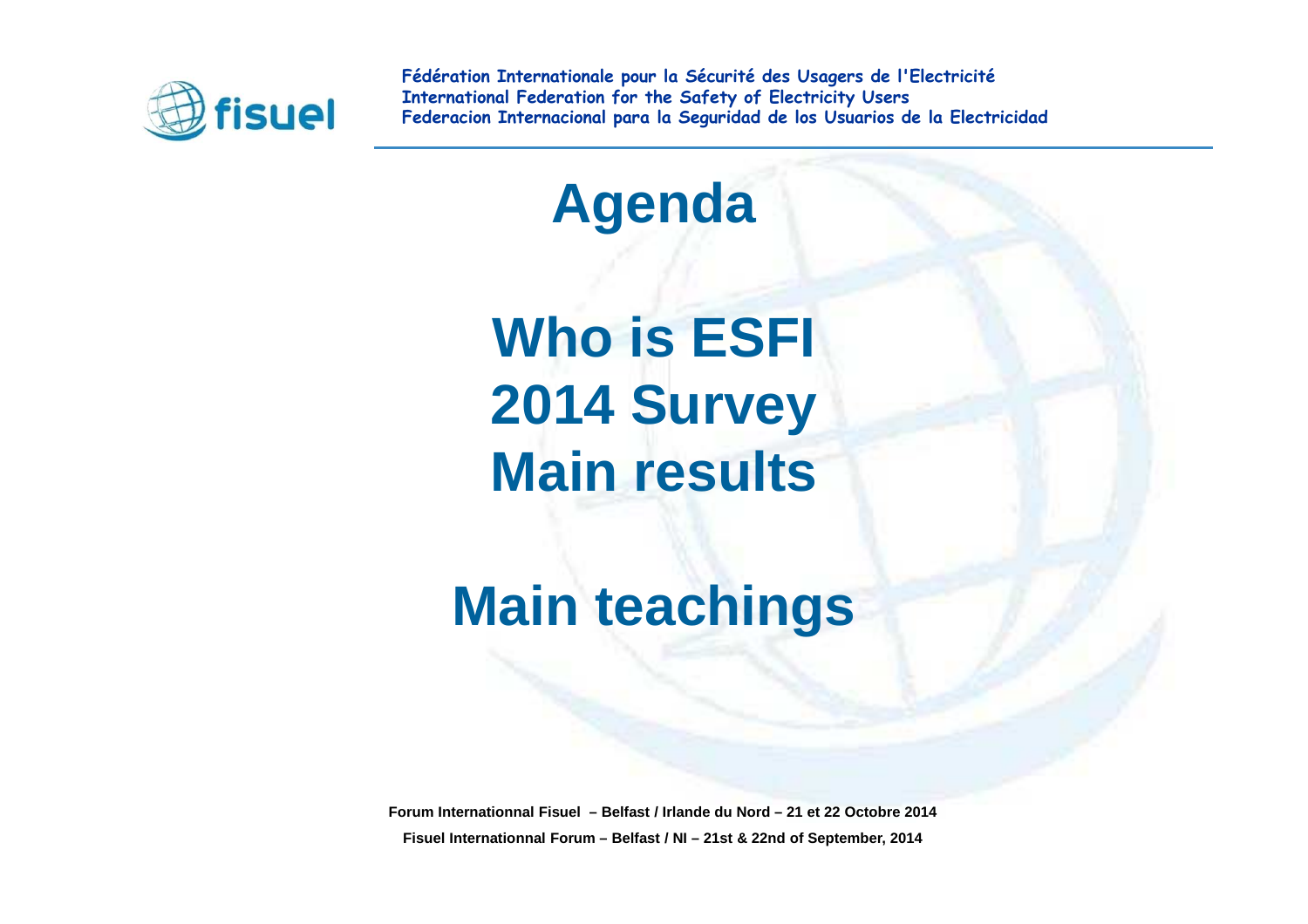# Agenda

## Who is ESFI
## 2014 Survey
## Main results

## Main teachings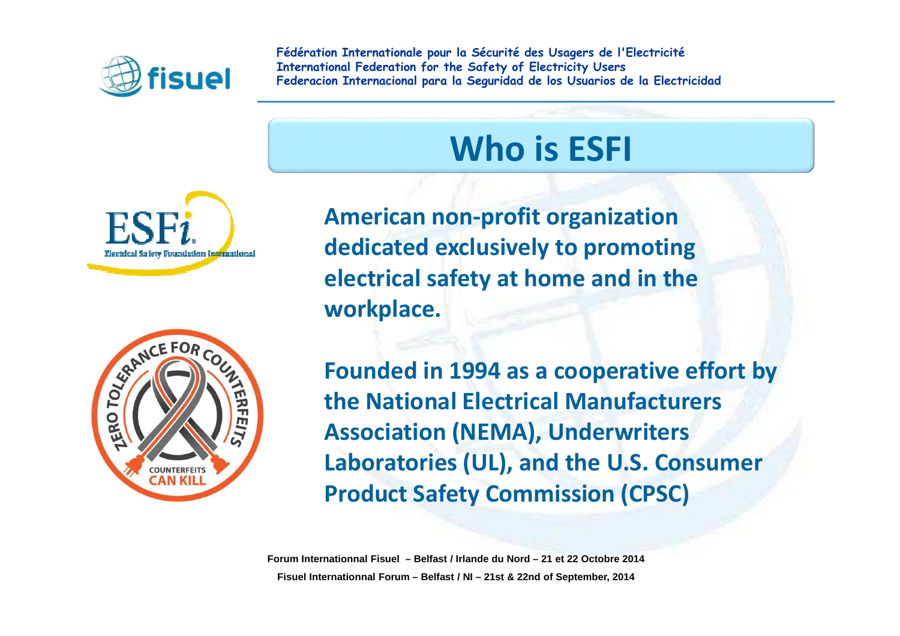# Who is ESFI

**American non-profit organization dedicated exclusively to promoting electrical safety at home and in the workplace.**

**Founded in 1994 as a cooperative effort by the National Electrical Manufacturers Association (NEMA), Underwriters Laboratories (UL), and the U.S. Consumer Product Safety Commission (CPSC)**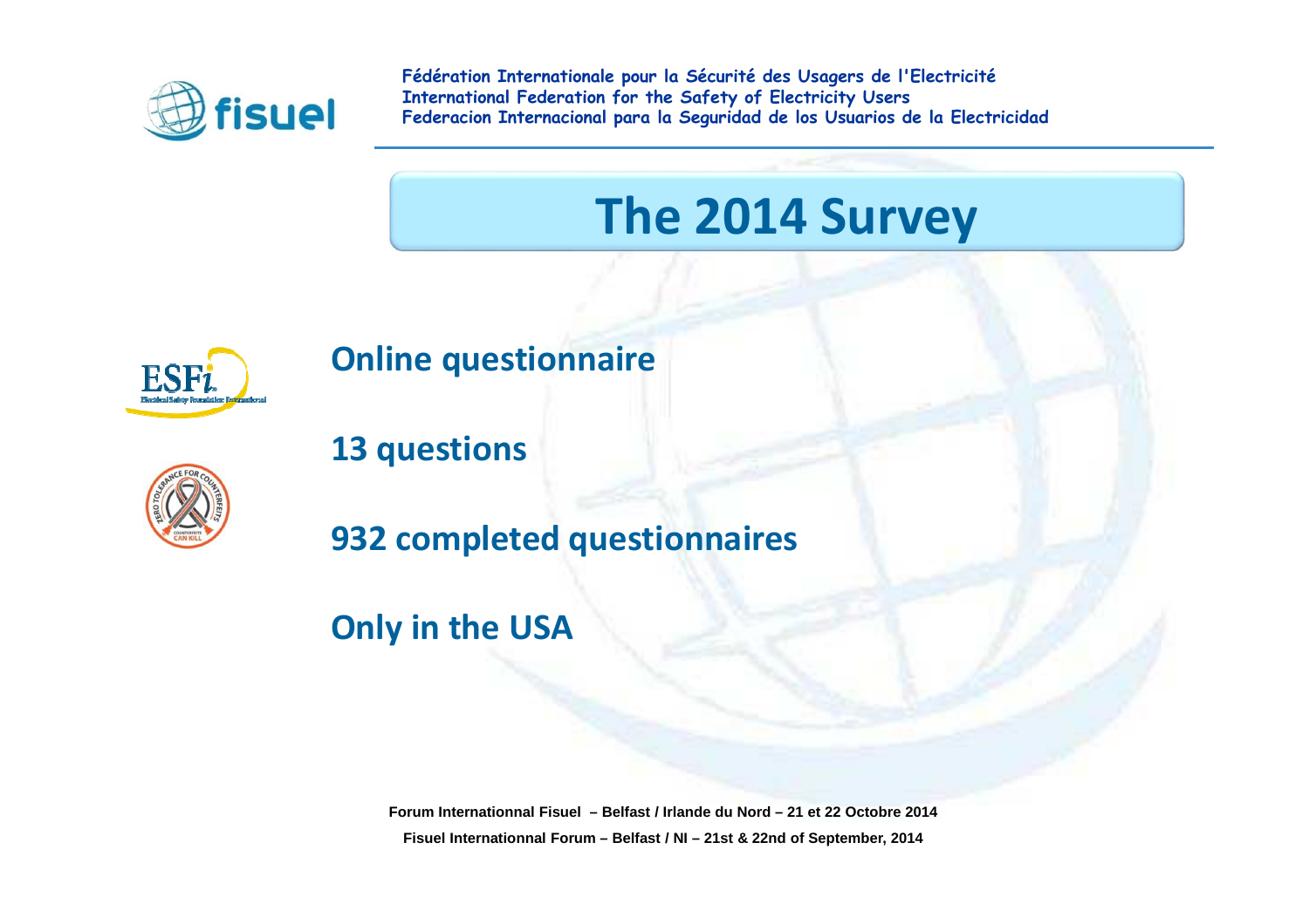Fédération Internationale pour la Sécurité des Usagers de l'Electricité
International Federation for the Safety of Electricity Users
Federacion Internacional para la Seguridad de los Usuarios de la Electricidad

# The 2014 Survey

**Online questionnaire**

**13 questions**

**932 completed questionnaires**

**Only in the USA**

Forum Internationnal Fisuel – Belfast / Irlande du Nord – 21 et 22 Octobre 2014

Fisuel Internationnal Forum – Belfast / NI – 21st & 22nd of September, 2014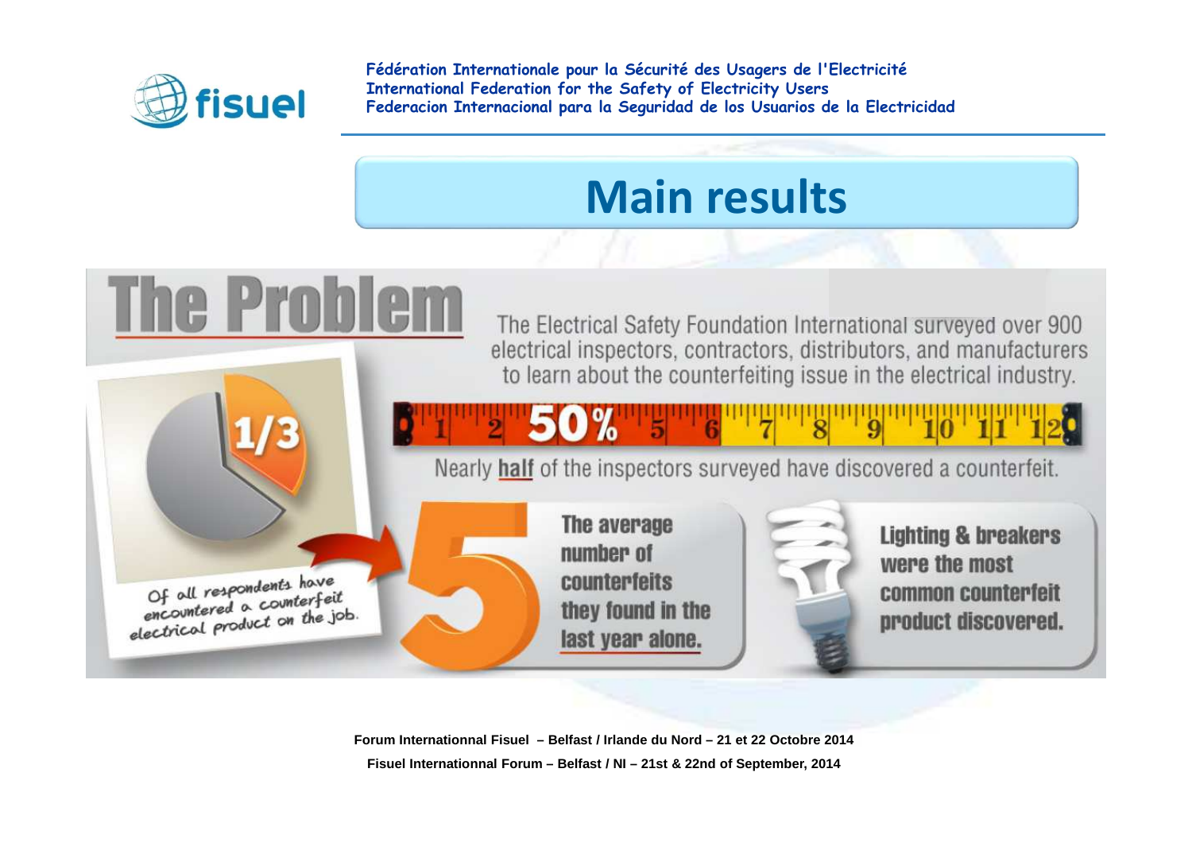# Main results

## The Problem

The Electrical Safety Foundation International surveyed over 900 electrical inspectors, contractors, distributors, and manufacturers to learn about the counterfeiting issue in the electrical industry.

**1/3**

Of all respondents have encountered a counterfeit electrical product on the job.

**50%**

Nearly **half** of the inspectors surveyed have discovered a counterfeit.

**5**

The average number of counterfeits they found in the last year alone.

Lighting & breakers were the most common counterfeit product discovered.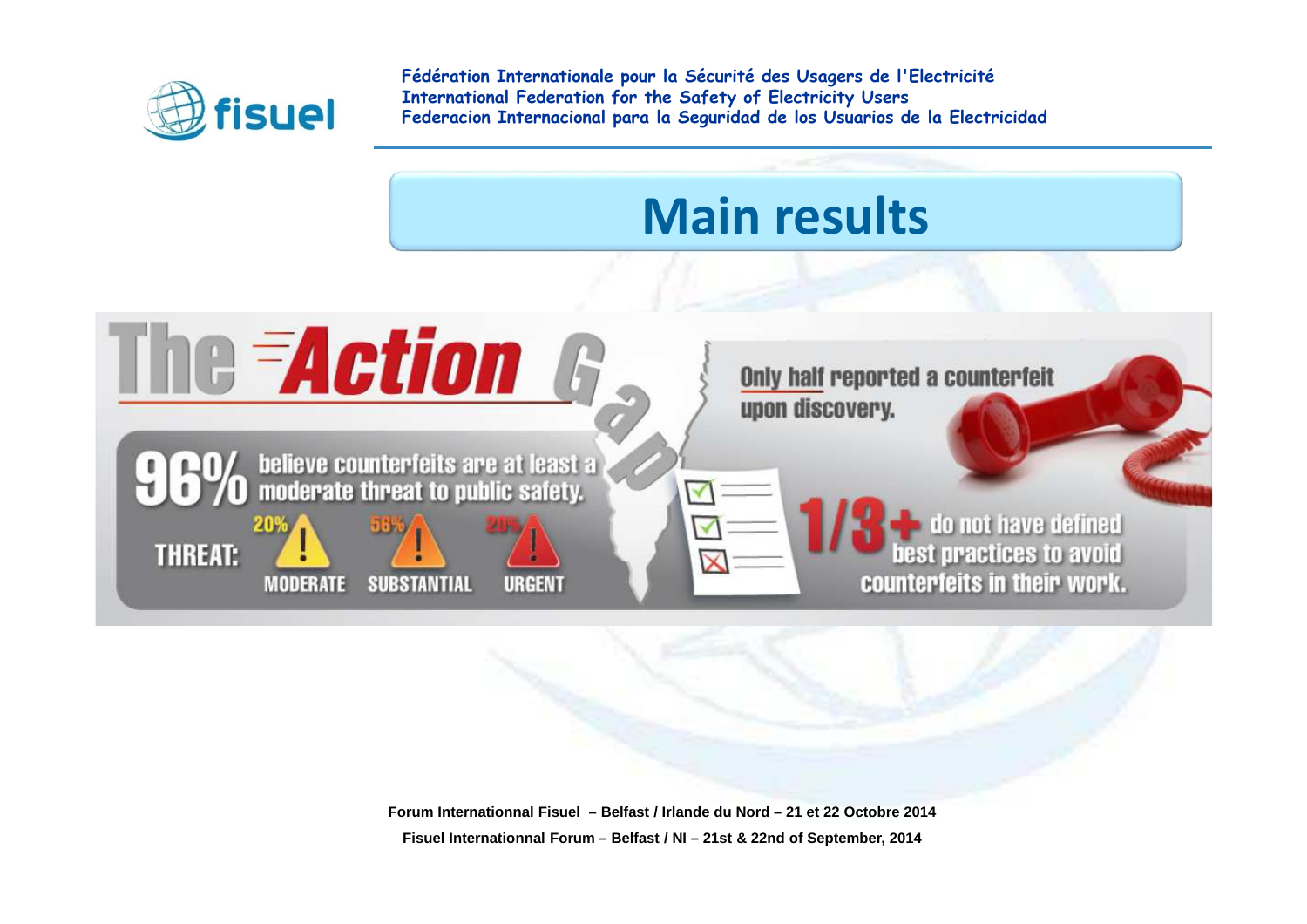# Main results

# The Action Gap

**96%** believe counterfeits are at least a moderate threat to public safety.

THREAT:

- 20% MODERATE
- 56% SUBSTANTIAL
- 20% URGENT

Only half reported a counterfeit upon discovery.

**1/3+** do not have defined best practices to avoid counterfeits in their work.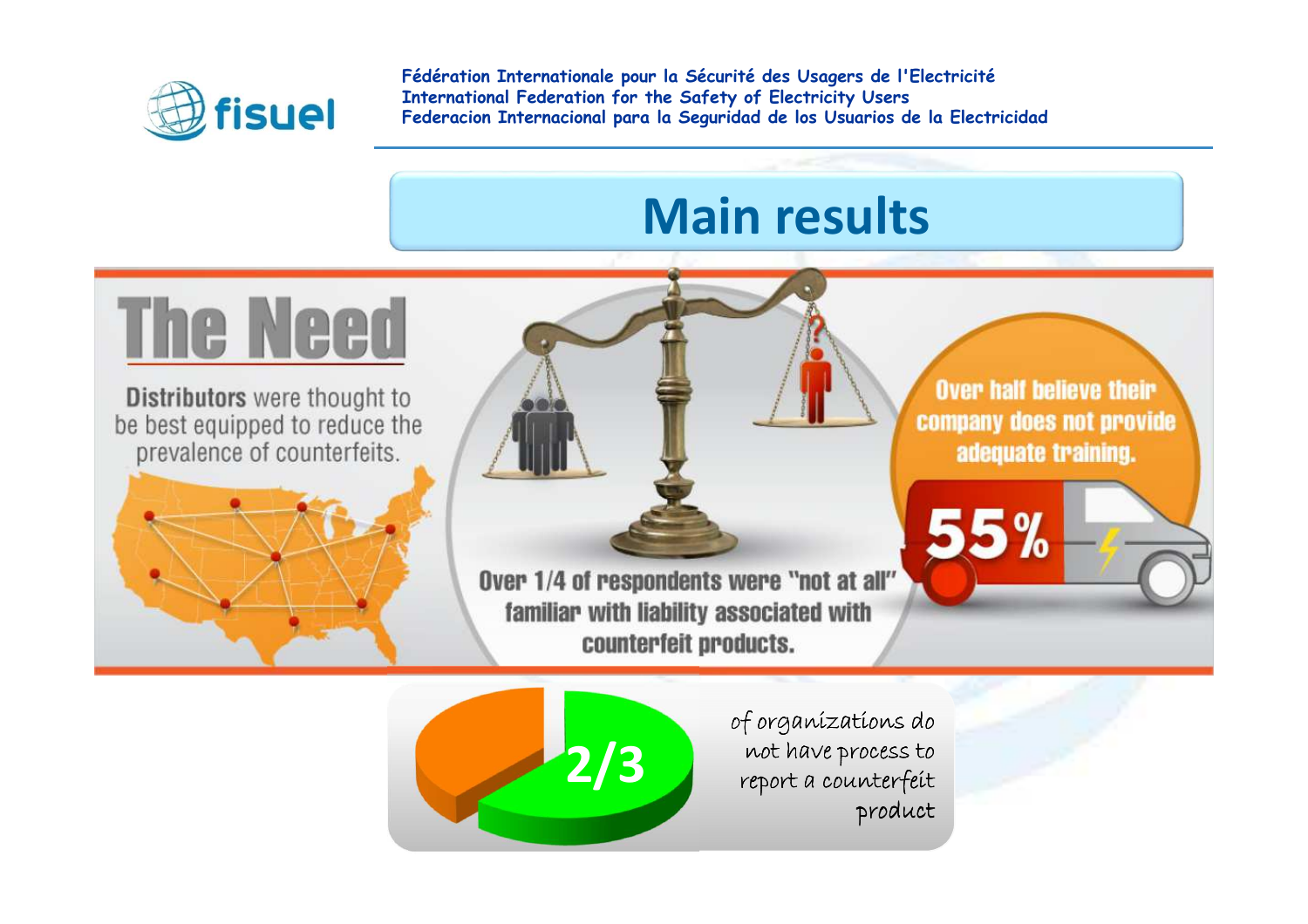Fédération Internationale pour la Sécurité des Usagers de l'Electricité
International Federation for the Safety of Electricity Users
Federacion Internacional para la Seguridad de los Usuarios de la Electricidad

# Main results

## The Need

**Distributors** were thought to be best equipped to reduce the prevalence of counterfeits.

Over 1/4 of respondents were "not at all" familiar with liability associated with counterfeit products.

Over half believe their company does not provide adequate training.

55%

2/3 of organizations do not have process to report a counterfeit product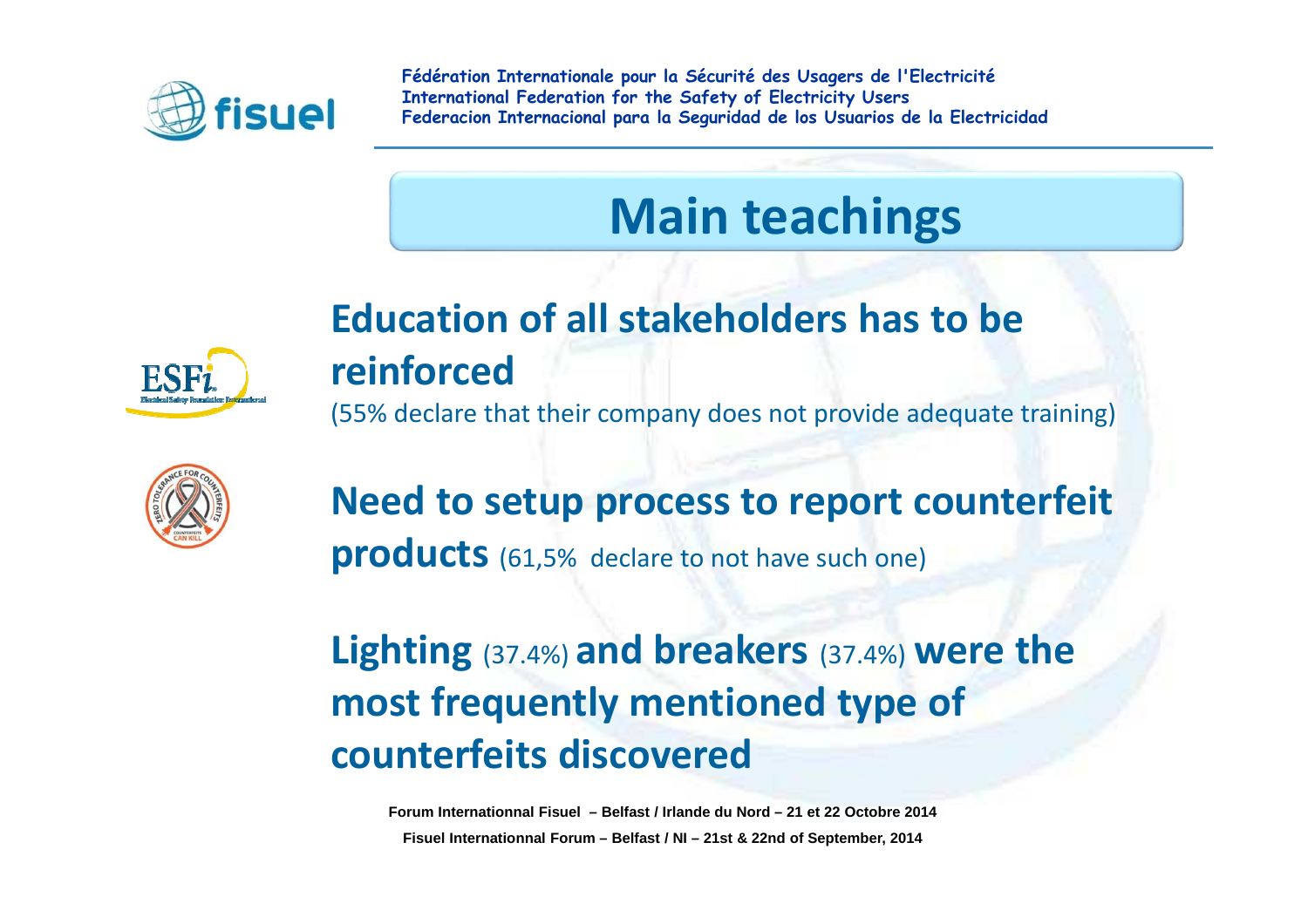# Main teachings

**Education of all stakeholders has to be reinforced**
(55% declare that their company does not provide adequate training)

**Need to setup process to report counterfeit products** (61,5% declare to not have such one)

**Lighting** (37.4%) **and breakers** (37.4%) **were the most frequently mentioned type of counterfeits discovered**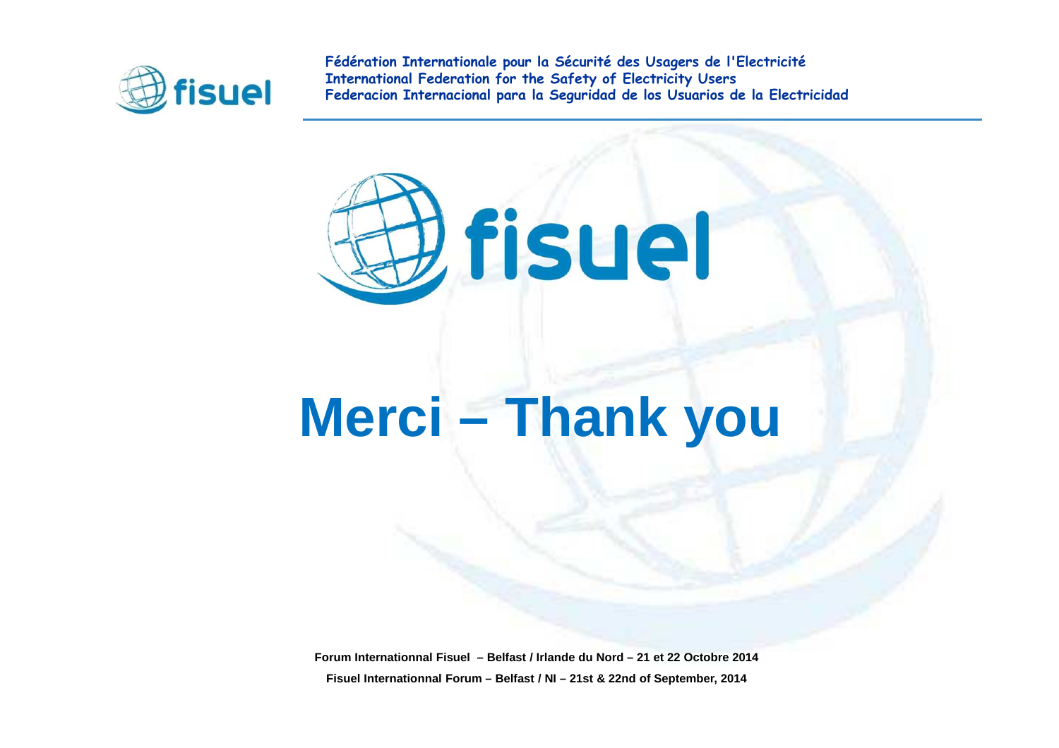Fédération Internationale pour la Sécurité des Usagers de l'Electricité
International Federation for the Safety of Electricity Users
Federacion Internacional para la Seguridad de los Usuarios de la Electricidad

# Merci – Thank you

**Forum Internationnal Fisuel – Belfast / Irlande du Nord – 21 et 22 Octobre 2014**

**Fisuel Internationnal Forum – Belfast / NI – 21st & 22nd of September, 2014**